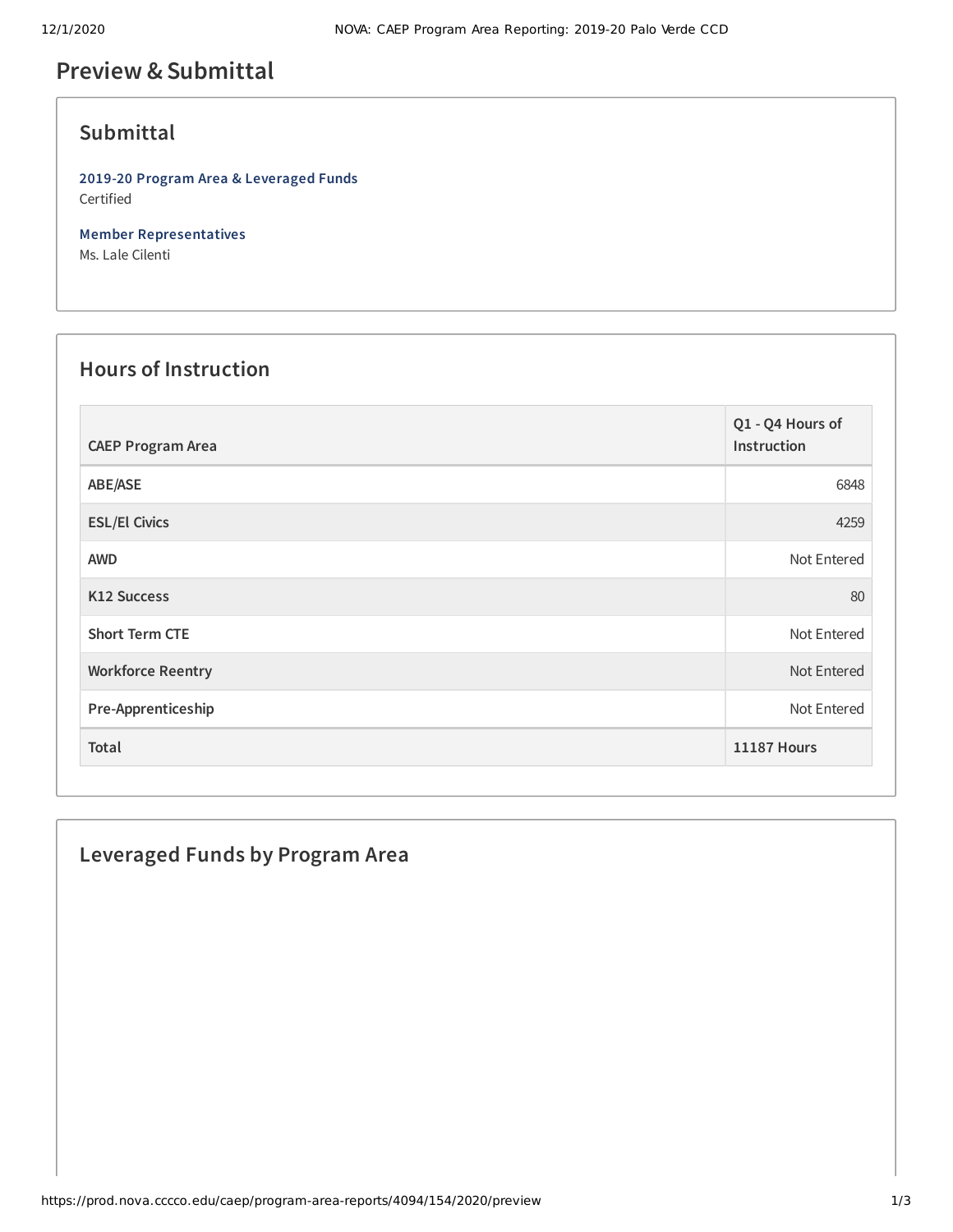# Preview & Submittal

## Submittal

**2019-20 Program Area & Leveraged Funds**
Certified

**Member Representatives**
Ms. Lale Cilenti

## Hours of Instruction

| CAEP Program Area | Q1 - Q4 Hours of Instruction |
|---|---|
| ABE/ASE | 6848 |
| ESL/El Civics | 4259 |
| AWD | Not Entered |
| K12 Success | 80 |
| Short Term CTE | Not Entered |
| Workforce Reentry | Not Entered |
| Pre-Apprenticeship | Not Entered |
| **Total** | **11187 Hours** |

## Leveraged Funds by Program Area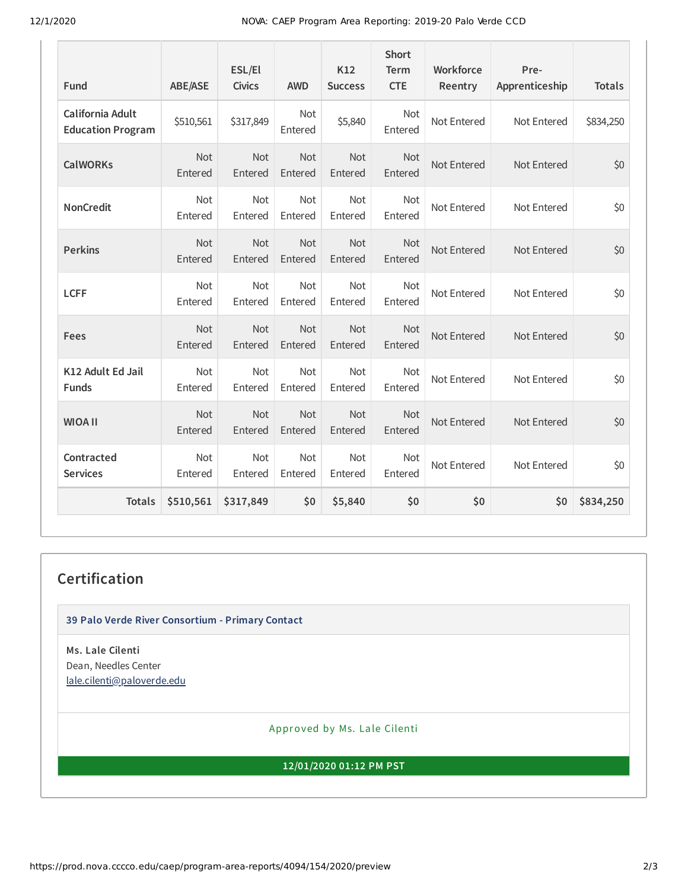| Fund | ABE/ASE | ESL/El Civics | AWD | K12 Success | Short Term CTE | Workforce Reentry | Pre-Apprenticeship | Totals |
|---|---|---|---|---|---|---|---|---|
| California Adult Education Program | $510,561 | $317,849 | Not Entered | $5,840 | Not Entered | Not Entered | Not Entered | $834,250 |
| CalWORKs | Not Entered | Not Entered | Not Entered | Not Entered | Not Entered | Not Entered | Not Entered | $0 |
| NonCredit | Not Entered | Not Entered | Not Entered | Not Entered | Not Entered | Not Entered | Not Entered | $0 |
| Perkins | Not Entered | Not Entered | Not Entered | Not Entered | Not Entered | Not Entered | Not Entered | $0 |
| LCFF | Not Entered | Not Entered | Not Entered | Not Entered | Not Entered | Not Entered | Not Entered | $0 |
| Fees | Not Entered | Not Entered | Not Entered | Not Entered | Not Entered | Not Entered | Not Entered | $0 |
| K12 Adult Ed Jail Funds | Not Entered | Not Entered | Not Entered | Not Entered | Not Entered | Not Entered | Not Entered | $0 |
| WIOA II | Not Entered | Not Entered | Not Entered | Not Entered | Not Entered | Not Entered | Not Entered | $0 |
| Contracted Services | Not Entered | Not Entered | Not Entered | Not Entered | Not Entered | Not Entered | Not Entered | $0 |
| **Totals** | **$510,561** | **$317,849** | **$0** | **$5,840** | **$0** | **$0** | **$0** | **$834,250** |

## Certification

**39 Palo Verde River Consortium - Primary Contact**

**Ms. Lale Cilenti**
Dean, Needles Center
lale.cilenti@paloverde.edu

Approved by Ms. Lale Cilenti

**12/01/2020 01:12 PM PST**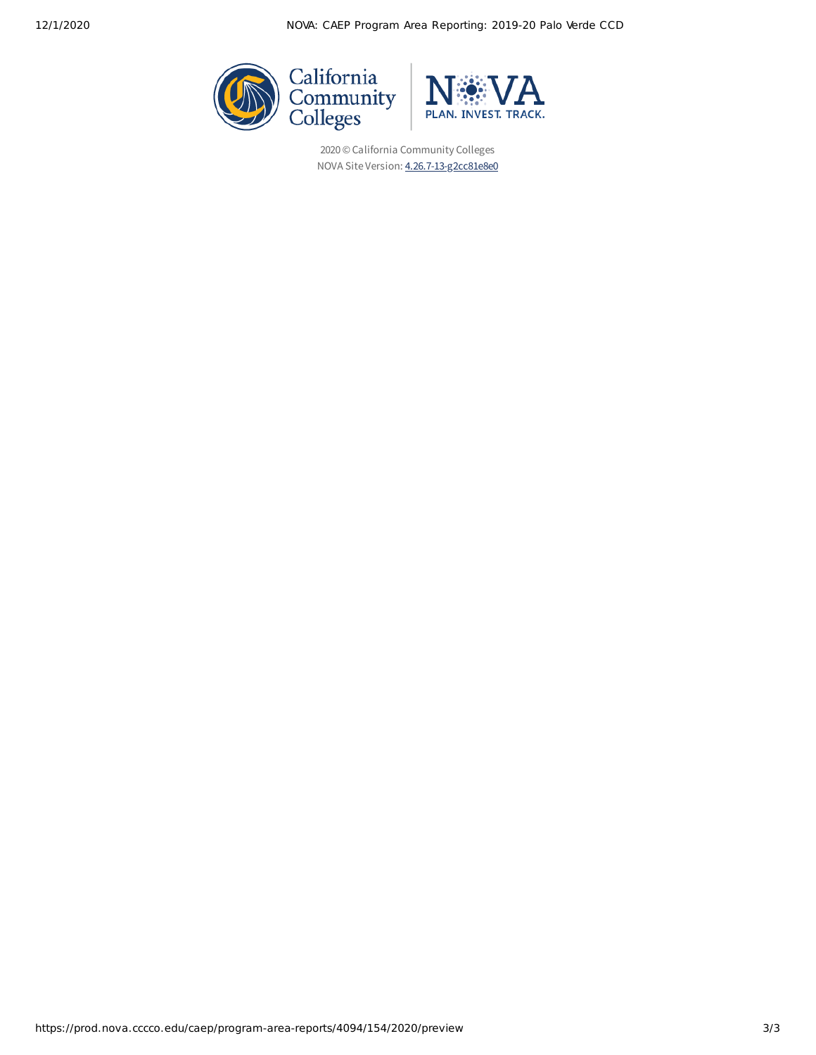2020 © California Community Colleges
NOVA Site Version: 4.26.7-13-g2cc81e8e0